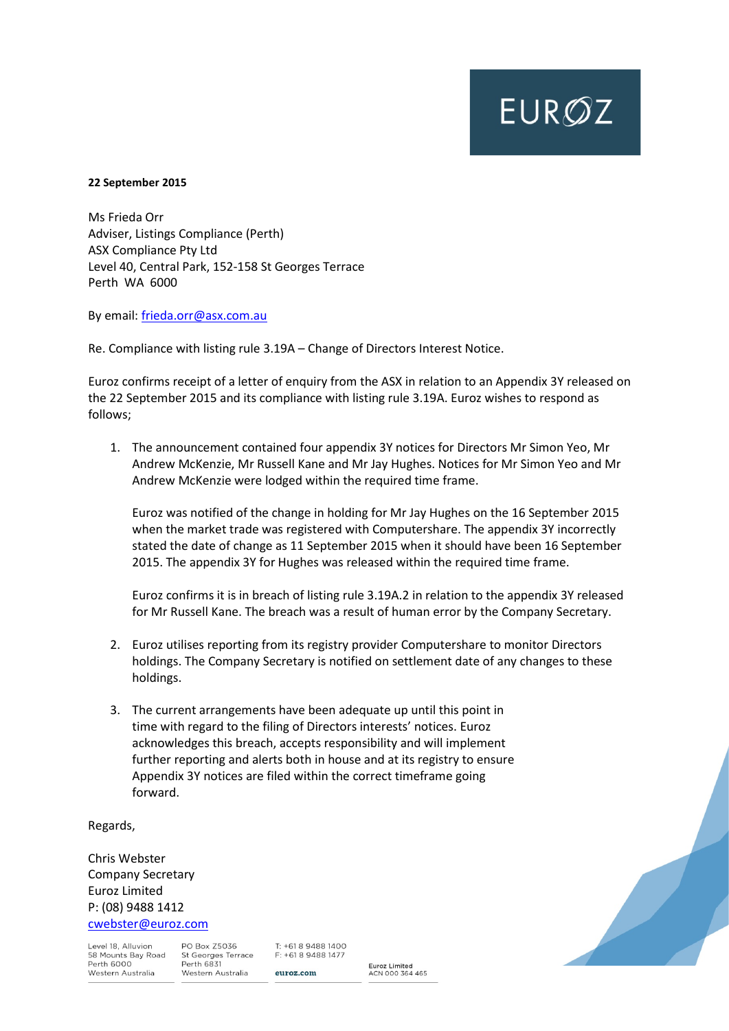EUROZ

**22 September 2015**

Ms Frieda Orr
Adviser, Listings Compliance (Perth)
ASX Compliance Pty Ltd
Level 40, Central Park, 152-158 St Georges Terrace
Perth WA 6000

By email: frieda.orr@asx.com.au

Re. Compliance with listing rule 3.19A – Change of Directors Interest Notice.

Euroz confirms receipt of a letter of enquiry from the ASX in relation to an Appendix 3Y released on the 22 September 2015 and its compliance with listing rule 3.19A. Euroz wishes to respond as follows;

1. The announcement contained four appendix 3Y notices for Directors Mr Simon Yeo, Mr Andrew McKenzie, Mr Russell Kane and Mr Jay Hughes. Notices for Mr Simon Yeo and Mr Andrew McKenzie were lodged within the required time frame.

   Euroz was notified of the change in holding for Mr Jay Hughes on the 16 September 2015 when the market trade was registered with Computershare. The appendix 3Y incorrectly stated the date of change as 11 September 2015 when it should have been 16 September 2015. The appendix 3Y for Hughes was released within the required time frame.

   Euroz confirms it is in breach of listing rule 3.19A.2 in relation to the appendix 3Y released for Mr Russell Kane. The breach was a result of human error by the Company Secretary.

2. Euroz utilises reporting from its registry provider Computershare to monitor Directors holdings. The Company Secretary is notified on settlement date of any changes to these holdings.

3. The current arrangements have been adequate up until this point in time with regard to the filing of Directors interests' notices. Euroz acknowledges this breach, accepts responsibility and will implement further reporting and alerts both in house and at its registry to ensure Appendix 3Y notices are filed within the correct timeframe going forward.

Regards,

Chris Webster
Company Secretary
Euroz Limited
P: (08) 9488 1412
cwebster@euroz.com

Level 18, Alluvion
58 Mounts Bay Road
Perth 6000
Western Australia

PO Box Z5036
St Georges Terrace
Perth 6831
Western Australia

T: +61 8 9488 1400
F: +61 8 9488 1477
euroz.com

Euroz Limited
ACN 000 364 465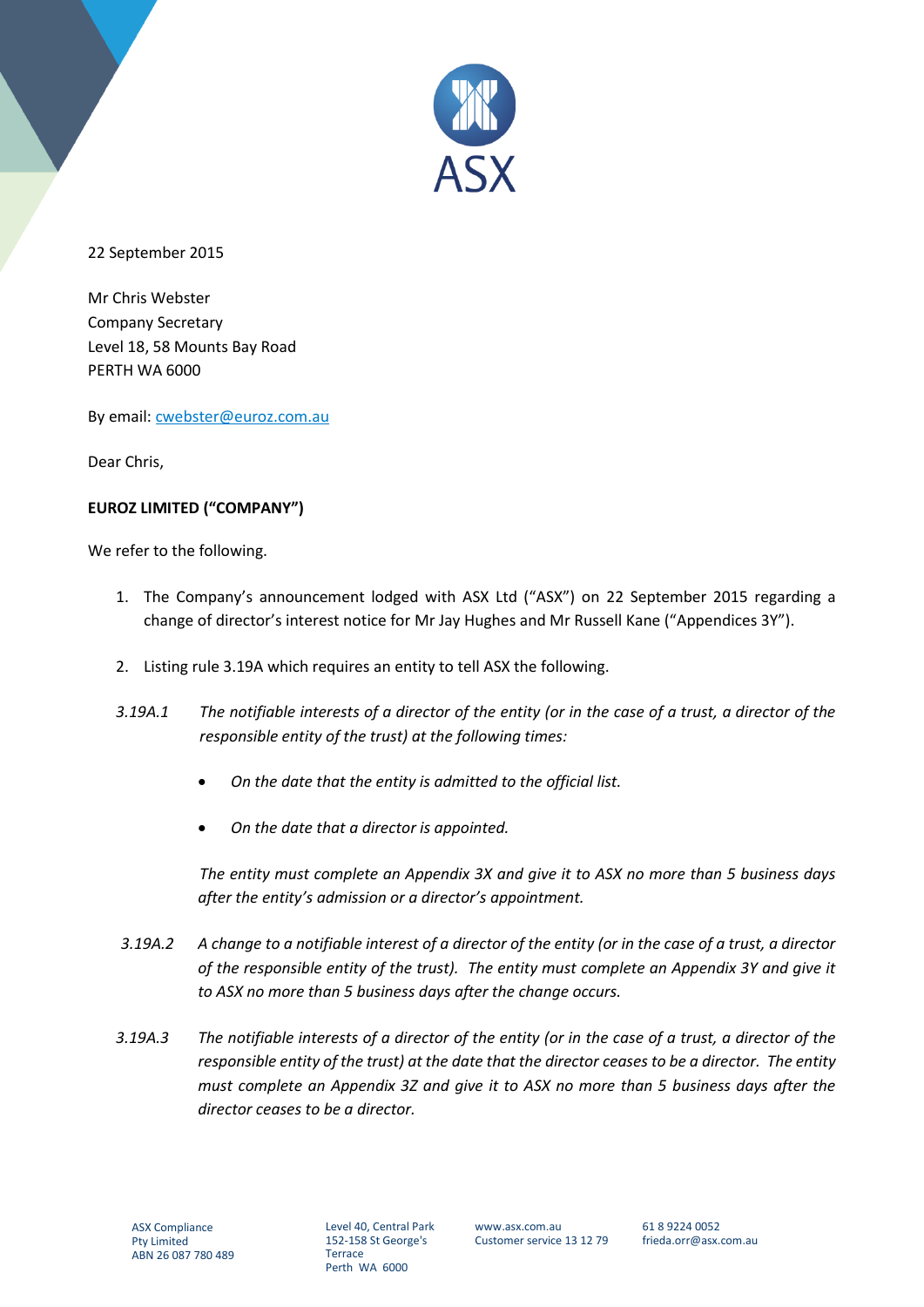22 September 2015

Mr Chris Webster
Company Secretary
Level 18, 58 Mounts Bay Road
PERTH WA 6000

By email: cwebster@euroz.com.au

Dear Chris,

**EUROZ LIMITED ("COMPANY")**

We refer to the following.

1. The Company's announcement lodged with ASX Ltd ("ASX") on 22 September 2015 regarding a change of director's interest notice for Mr Jay Hughes and Mr Russell Kane ("Appendices 3Y").

2. Listing rule 3.19A which requires an entity to tell ASX the following.

*3.19A.1* *The notifiable interests of a director of the entity (or in the case of a trust, a director of the responsible entity of the trust) at the following times:*

- *On the date that the entity is admitted to the official list.*
- *On the date that a director is appointed.*

*The entity must complete an Appendix 3X and give it to ASX no more than 5 business days after the entity's admission or a director's appointment.*

*3.19A.2* *A change to a notifiable interest of a director of the entity (or in the case of a trust, a director of the responsible entity of the trust). The entity must complete an Appendix 3Y and give it to ASX no more than 5 business days after the change occurs.*

*3.19A.3* *The notifiable interests of a director of the entity (or in the case of a trust, a director of the responsible entity of the trust) at the date that the director ceases to be a director. The entity must complete an Appendix 3Z and give it to ASX no more than 5 business days after the director ceases to be a director.*

ASX Compliance Pty Limited
ABN 26 087 780 489

Level 40, Central Park
152-158 St George's Terrace
Perth WA 6000

www.asx.com.au
Customer service 13 12 79

61 8 9224 0052
frieda.orr@asx.com.au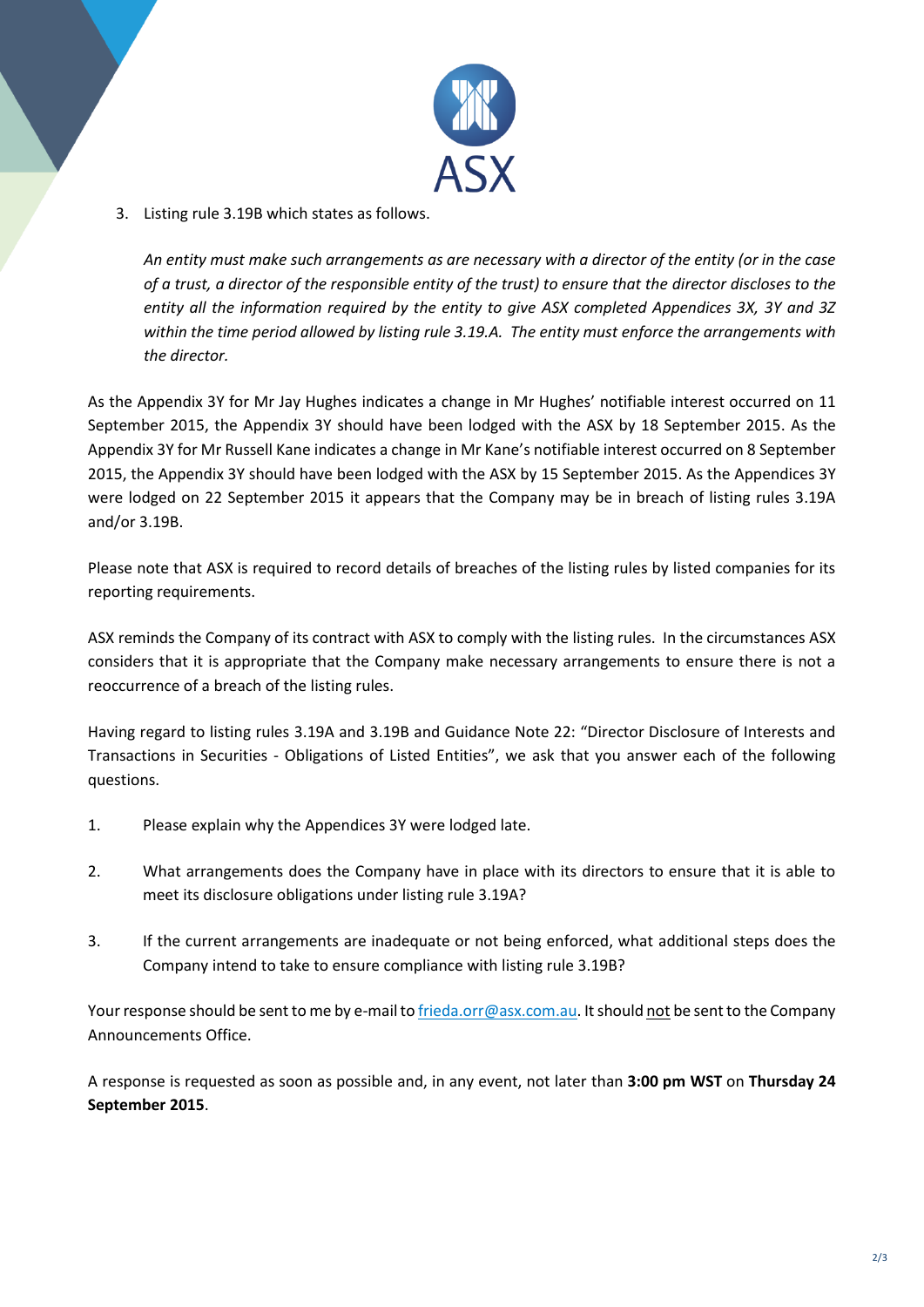3. Listing rule 3.19B which states as follows.

   *An entity must make such arrangements as are necessary with a director of the entity (or in the case of a trust, a director of the responsible entity of the trust) to ensure that the director discloses to the entity all the information required by the entity to give ASX completed Appendices 3X, 3Y and 3Z within the time period allowed by listing rule 3.19.A. The entity must enforce the arrangements with the director.*

As the Appendix 3Y for Mr Jay Hughes indicates a change in Mr Hughes' notifiable interest occurred on 11 September 2015, the Appendix 3Y should have been lodged with the ASX by 18 September 2015. As the Appendix 3Y for Mr Russell Kane indicates a change in Mr Kane's notifiable interest occurred on 8 September 2015, the Appendix 3Y should have been lodged with the ASX by 15 September 2015. As the Appendices 3Y were lodged on 22 September 2015 it appears that the Company may be in breach of listing rules 3.19A and/or 3.19B.

Please note that ASX is required to record details of breaches of the listing rules by listed companies for its reporting requirements.

ASX reminds the Company of its contract with ASX to comply with the listing rules. In the circumstances ASX considers that it is appropriate that the Company make necessary arrangements to ensure there is not a reoccurrence of a breach of the listing rules.

Having regard to listing rules 3.19A and 3.19B and Guidance Note 22: "Director Disclosure of Interests and Transactions in Securities - Obligations of Listed Entities", we ask that you answer each of the following questions.

1. Please explain why the Appendices 3Y were lodged late.

2. What arrangements does the Company have in place with its directors to ensure that it is able to meet its disclosure obligations under listing rule 3.19A?

3. If the current arrangements are inadequate or not being enforced, what additional steps does the Company intend to take to ensure compliance with listing rule 3.19B?

Your response should be sent to me by e-mail to frieda.orr@asx.com.au. It should not be sent to the Company Announcements Office.

A response is requested as soon as possible and, in any event, not later than **3:00 pm WST** on **Thursday 24 September 2015**.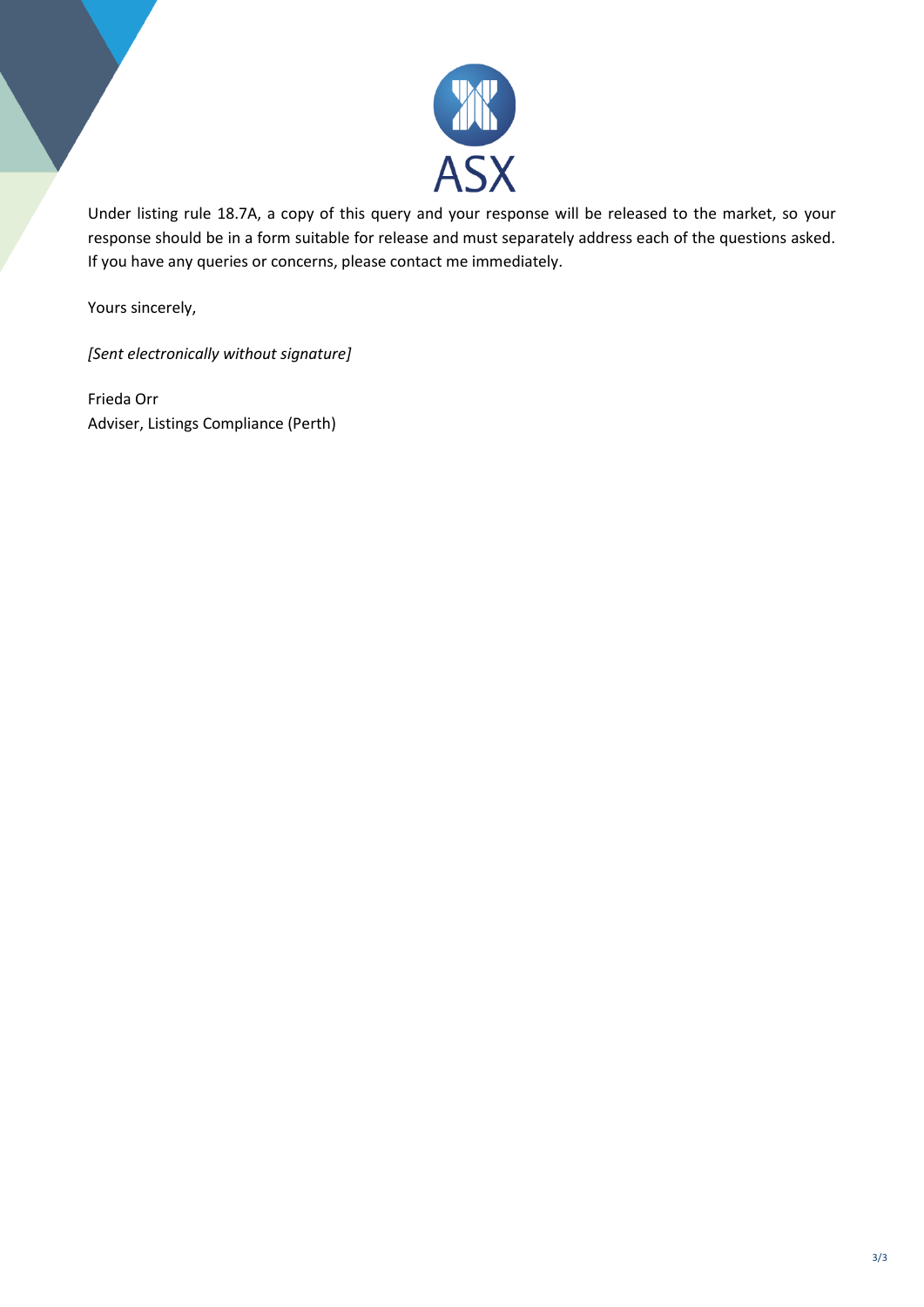Under listing rule 18.7A, a copy of this query and your response will be released to the market, so your response should be in a form suitable for release and must separately address each of the questions asked. If you have any queries or concerns, please contact me immediately.

Yours sincerely,

*[Sent electronically without signature]*

Frieda Orr
Adviser, Listings Compliance (Perth)